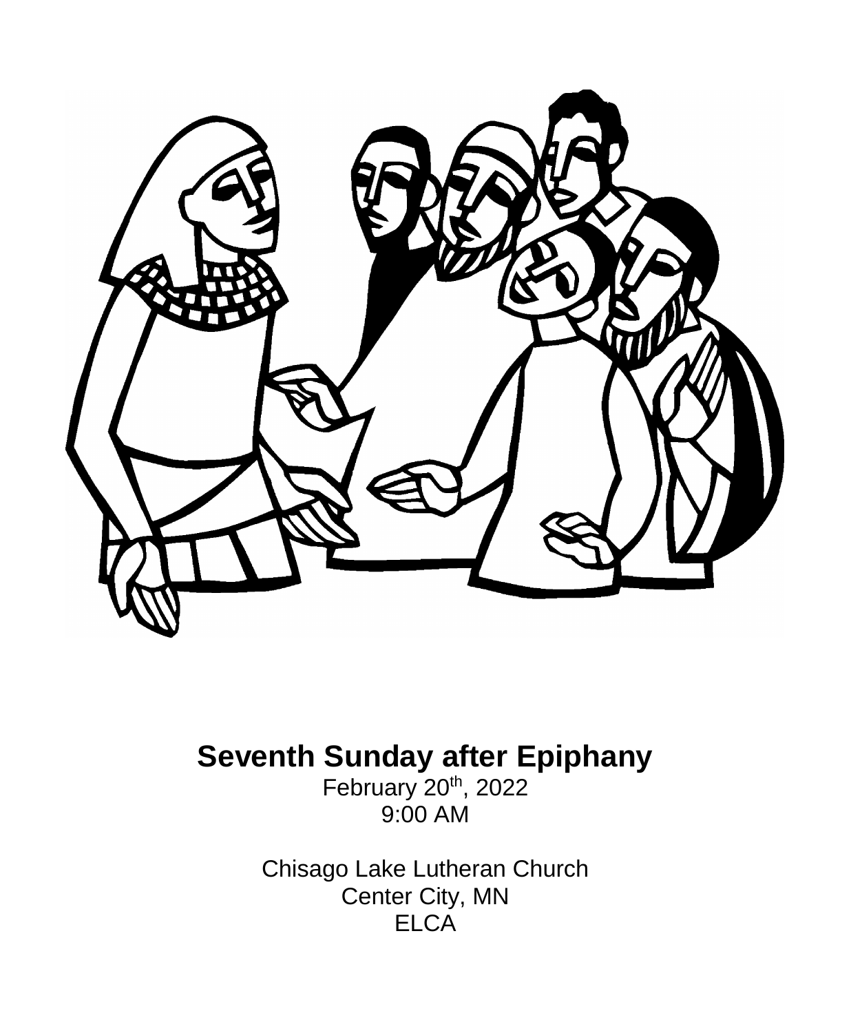# Seventh Sunday after Epiphany

February 20th, 2022
9:00 AM

Chisago Lake Lutheran Church
Center City, MN
ELCA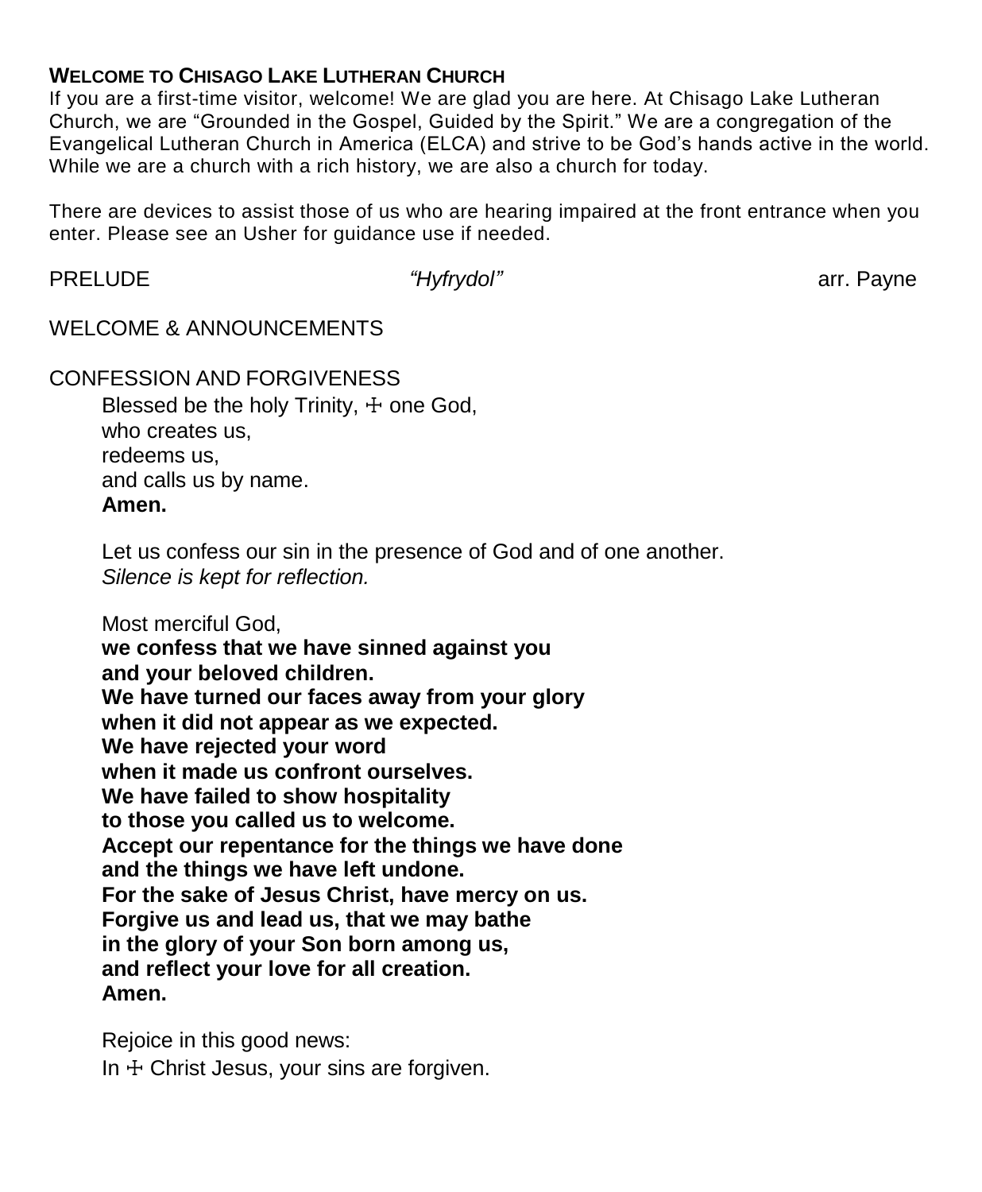**WELCOME TO CHISAGO LAKE LUTHERAN CHURCH**

If you are a first-time visitor, welcome! We are glad you are here. At Chisago Lake Lutheran Church, we are "Grounded in the Gospel, Guided by the Spirit." We are a congregation of the Evangelical Lutheran Church in America (ELCA) and strive to be God's hands active in the world. While we are a church with a rich history, we are also a church for today.

There are devices to assist those of us who are hearing impaired at the front entrance when you enter. Please see an Usher for guidance use if needed.

PRELUDE *"Hyfrydol"* arr. Payne

WELCOME & ANNOUNCEMENTS

CONFESSION AND FORGIVENESS

Blessed be the holy Trinity, ☩ one God,
who creates us,
redeems us,
and calls us by name.
**Amen.**

Let us confess our sin in the presence of God and of one another.
*Silence is kept for reflection.*

Most merciful God,
**we confess that we have sinned against you**
**and your beloved children.**
**We have turned our faces away from your glory**
**when it did not appear as we expected.**
**We have rejected your word**
**when it made us confront ourselves.**
**We have failed to show hospitality**
**to those you called us to welcome.**
**Accept our repentance for the things we have done**
**and the things we have left undone.**
**For the sake of Jesus Christ, have mercy on us.**
**Forgive us and lead us, that we may bathe**
**in the glory of your Son born among us,**
**and reflect your love for all creation.**
**Amen.**

Rejoice in this good news:
In ☩ Christ Jesus, your sins are forgiven.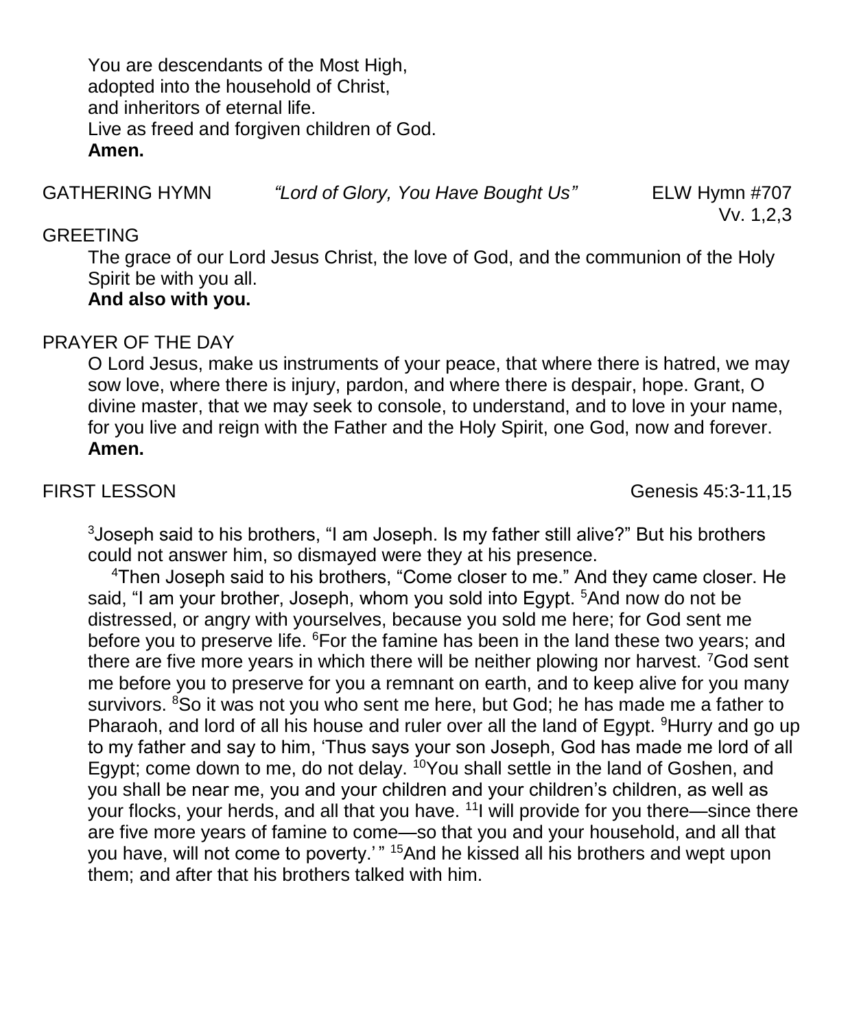You are descendants of the Most High,
adopted into the household of Christ,
and inheritors of eternal life.
Live as freed and forgiven children of God.
**Amen.**

GATHERING HYMN *"Lord of Glory, You Have Bought Us"* ELW Hymn #707 Vv. 1,2,3

GREETING

The grace of our Lord Jesus Christ, the love of God, and the communion of the Holy Spirit be with you all.
**And also with you.**

PRAYER OF THE DAY

O Lord Jesus, make us instruments of your peace, that where there is hatred, we may sow love, where there is injury, pardon, and where there is despair, hope. Grant, O divine master, that we may seek to console, to understand, and to love in your name, for you live and reign with the Father and the Holy Spirit, one God, now and forever.
**Amen.**

FIRST LESSON Genesis 45:3-11,15

[3]Joseph said to his brothers, "I am Joseph. Is my father still alive?" But his brothers could not answer him, so dismayed were they at his presence.

[4]Then Joseph said to his brothers, "Come closer to me." And they came closer. He said, "I am your brother, Joseph, whom you sold into Egypt. [5]And now do not be distressed, or angry with yourselves, because you sold me here; for God sent me before you to preserve life. [6]For the famine has been in the land these two years; and there are five more years in which there will be neither plowing nor harvest. [7]God sent me before you to preserve for you a remnant on earth, and to keep alive for you many survivors. [8]So it was not you who sent me here, but God; he has made me a father to Pharaoh, and lord of all his house and ruler over all the land of Egypt. [9]Hurry and go up to my father and say to him, 'Thus says your son Joseph, God has made me lord of all Egypt; come down to me, do not delay. [10]You shall settle in the land of Goshen, and you shall be near me, you and your children and your children's children, as well as your flocks, your herds, and all that you have. [11]I will provide for you there—since there are five more years of famine to come—so that you and your household, and all that you have, will not come to poverty.' " [15]And he kissed all his brothers and wept upon them; and after that his brothers talked with him.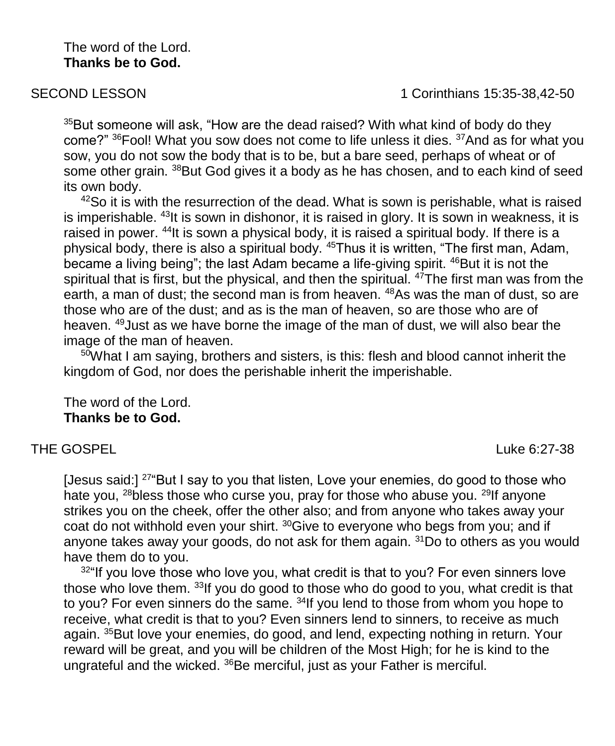The word of the Lord.
**Thanks be to God.**

SECOND LESSON 1 Corinthians 15:35-38,42-50

[35]But someone will ask, "How are the dead raised? With what kind of body do they come?" [36]Fool! What you sow does not come to life unless it dies. [37]And as for what you sow, you do not sow the body that is to be, but a bare seed, perhaps of wheat or of some other grain. [38]But God gives it a body as he has chosen, and to each kind of seed its own body.

[42]So it is with the resurrection of the dead. What is sown is perishable, what is raised is imperishable. [43]It is sown in dishonor, it is raised in glory. It is sown in weakness, it is raised in power. [44]It is sown a physical body, it is raised a spiritual body. If there is a physical body, there is also a spiritual body. [45]Thus it is written, "The first man, Adam, became a living being"; the last Adam became a life-giving spirit. [46]But it is not the spiritual that is first, but the physical, and then the spiritual. [47]The first man was from the earth, a man of dust; the second man is from heaven. [48]As was the man of dust, so are those who are of the dust; and as is the man of heaven, so are those who are of heaven. [49]Just as we have borne the image of the man of dust, we will also bear the image of the man of heaven.

[50]What I am saying, brothers and sisters, is this: flesh and blood cannot inherit the kingdom of God, nor does the perishable inherit the imperishable.

The word of the Lord.
**Thanks be to God.**

THE GOSPEL Luke 6:27-38

[Jesus said:] [27]"But I say to you that listen, Love your enemies, do good to those who hate you, [28]bless those who curse you, pray for those who abuse you. [29]If anyone strikes you on the cheek, offer the other also; and from anyone who takes away your coat do not withhold even your shirt. [30]Give to everyone who begs from you; and if anyone takes away your goods, do not ask for them again. [31]Do to others as you would have them do to you.

[32]"If you love those who love you, what credit is that to you? For even sinners love those who love them. [33]If you do good to those who do good to you, what credit is that to you? For even sinners do the same. [34]If you lend to those from whom you hope to receive, what credit is that to you? Even sinners lend to sinners, to receive as much again. [35]But love your enemies, do good, and lend, expecting nothing in return. Your reward will be great, and you will be children of the Most High; for he is kind to the ungrateful and the wicked. [36]Be merciful, just as your Father is merciful.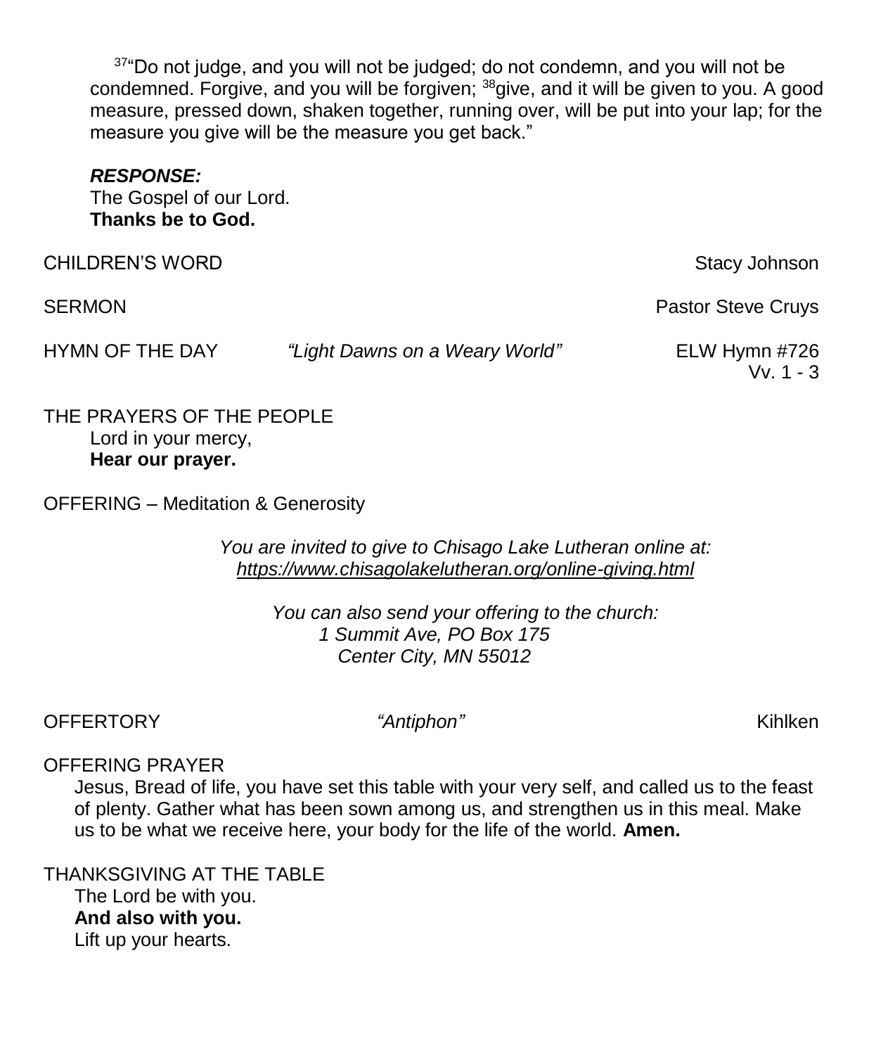[37]"Do not judge, and you will not be judged; do not condemn, and you will not be condemned. Forgive, and you will be forgiven; [38]give, and it will be given to you. A good measure, pressed down, shaken together, running over, will be put into your lap; for the measure you give will be the measure you get back."

***RESPONSE:***
The Gospel of our Lord.
**Thanks be to God.**

CHILDREN'S WORD — Stacy Johnson

SERMON — Pastor Steve Cruys

HYMN OF THE DAY — *"Light Dawns on a Weary World"* — ELW Hymn #726 Vv. 1 - 3

THE PRAYERS OF THE PEOPLE
Lord in your mercy,
**Hear our prayer.**

OFFERING – Meditation & Generosity

*You are invited to give to Chisago Lake Lutheran online at:*
*https://www.chisagolakelutheran.org/online-giving.html*

*You can also send your offering to the church:*
*1 Summit Ave, PO Box 175*
*Center City, MN 55012*

OFFERTORY — *"Antiphon"* — Kihlken

OFFERING PRAYER
Jesus, Bread of life, you have set this table with your very self, and called us to the feast of plenty. Gather what has been sown among us, and strengthen us in this meal. Make us to be what we receive here, your body for the life of the world. **Amen.**

THANKSGIVING AT THE TABLE
The Lord be with you.
**And also with you.**
Lift up your hearts.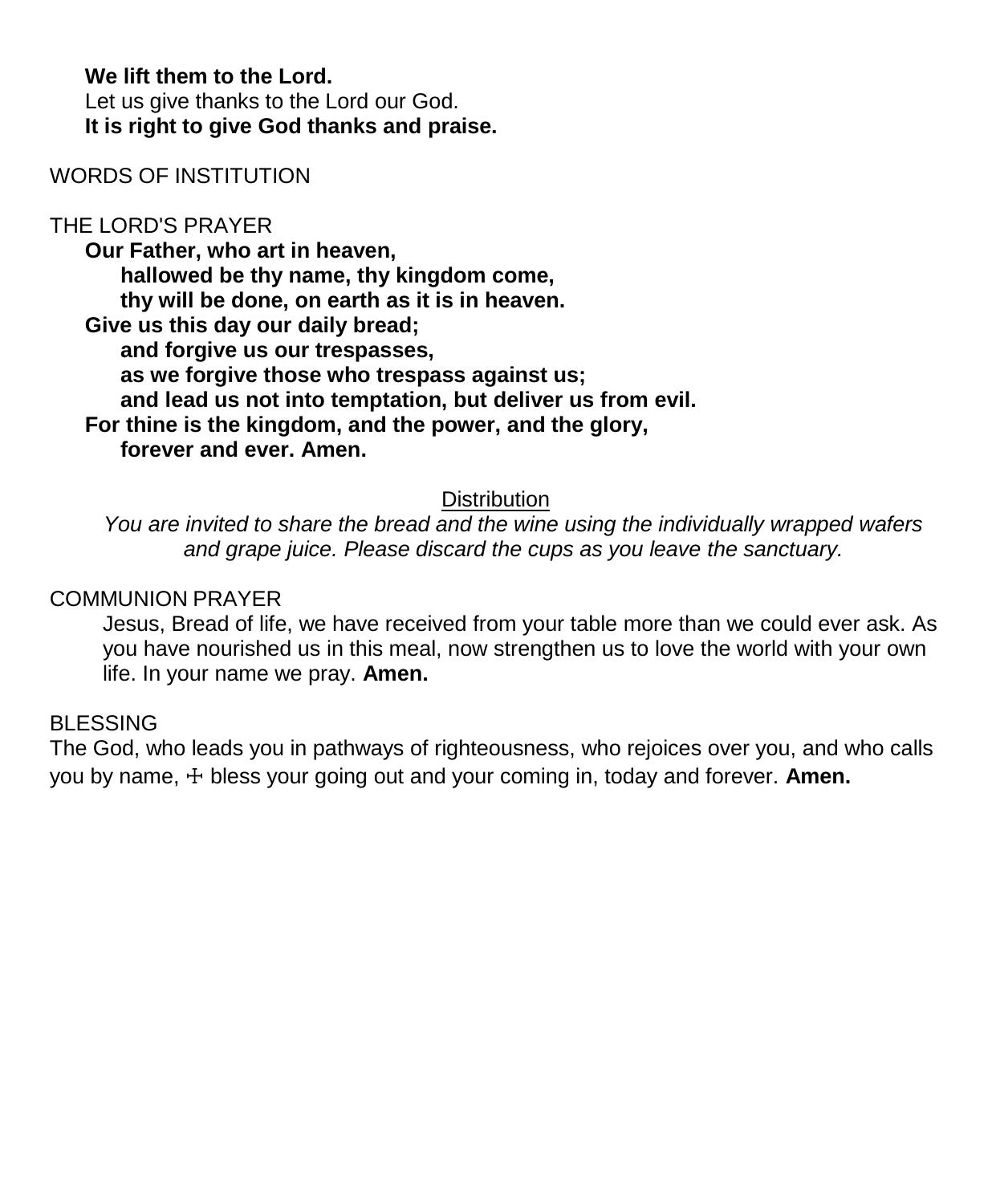**We lift them to the Lord.**
Let us give thanks to the Lord our God.
**It is right to give God thanks and praise.**

WORDS OF INSTITUTION

THE LORD'S PRAYER

**Our Father, who art in heaven,**
**hallowed be thy name, thy kingdom come,**
**thy will be done, on earth as it is in heaven.**
**Give us this day our daily bread;**
**and forgive us our trespasses,**
**as we forgive those who trespass against us;**
**and lead us not into temptation, but deliver us from evil.**
**For thine is the kingdom, and the power, and the glory,**
**forever and ever. Amen.**

<u>Distribution</u>

*You are invited to share the bread and the wine using the individually wrapped wafers and grape juice. Please discard the cups as you leave the sanctuary.*

COMMUNION PRAYER

Jesus, Bread of life, we have received from your table more than we could ever ask. As you have nourished us in this meal, now strengthen us to love the world with your own life. In your name we pray. **Amen.**

BLESSING

The God, who leads you in pathways of righteousness, who rejoices over you, and who calls you by name, ☩ bless your going out and your coming in, today and forever. **Amen.**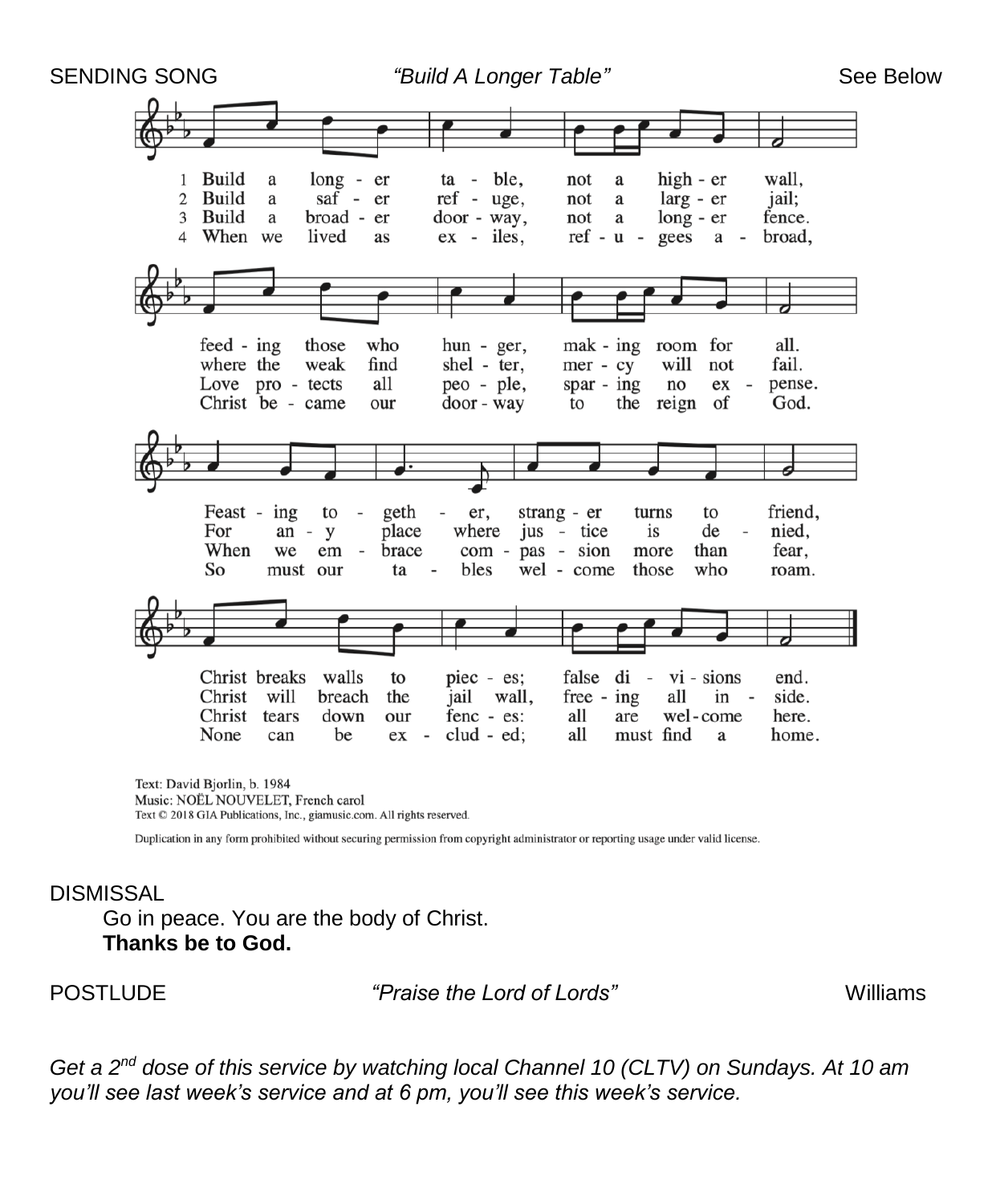SENDING SONG *"Build A Longer Table"* See Below

1 Build a longer table, not a higher wall,
feeding those who hunger, making room for all.
Feasting together, stranger turns to friend,
Christ breaks walls to pieces; false divisions end.

2 Build a safer refuge, not a larger jail;
where the weak find shelter, mercy will not fail.
For any place where justice is denied,
Christ will breach the jail wall, freeing all inside.

3 Build a broader doorway, not a longer fence.
Love protects all people, sparing no expense.
When we embrace compassion more than fear,
Christ tears down our fences: all are welcome here.

4 When we lived as exiles, refugees abroad,
Christ became our doorway to the reign of God.
So must our tables welcome those who roam.
None can be excluded; all must find a home.

Text: David Bjorlin, b. 1984
Music: NOËL NOUVELET, French carol
Text © 2018 GIA Publications, Inc., giamusic.com. All rights reserved.

Duplication in any form prohibited without securing permission from copyright administrator or reporting usage under valid license.

DISMISSAL

Go in peace. You are the body of Christ.
**Thanks be to God.**

POSTLUDE *"Praise the Lord of Lords"* Williams

*Get a 2nd dose of this service by watching local Channel 10 (CLTV) on Sundays. At 10 am you'll see last week's service and at 6 pm, you'll see this week's service.*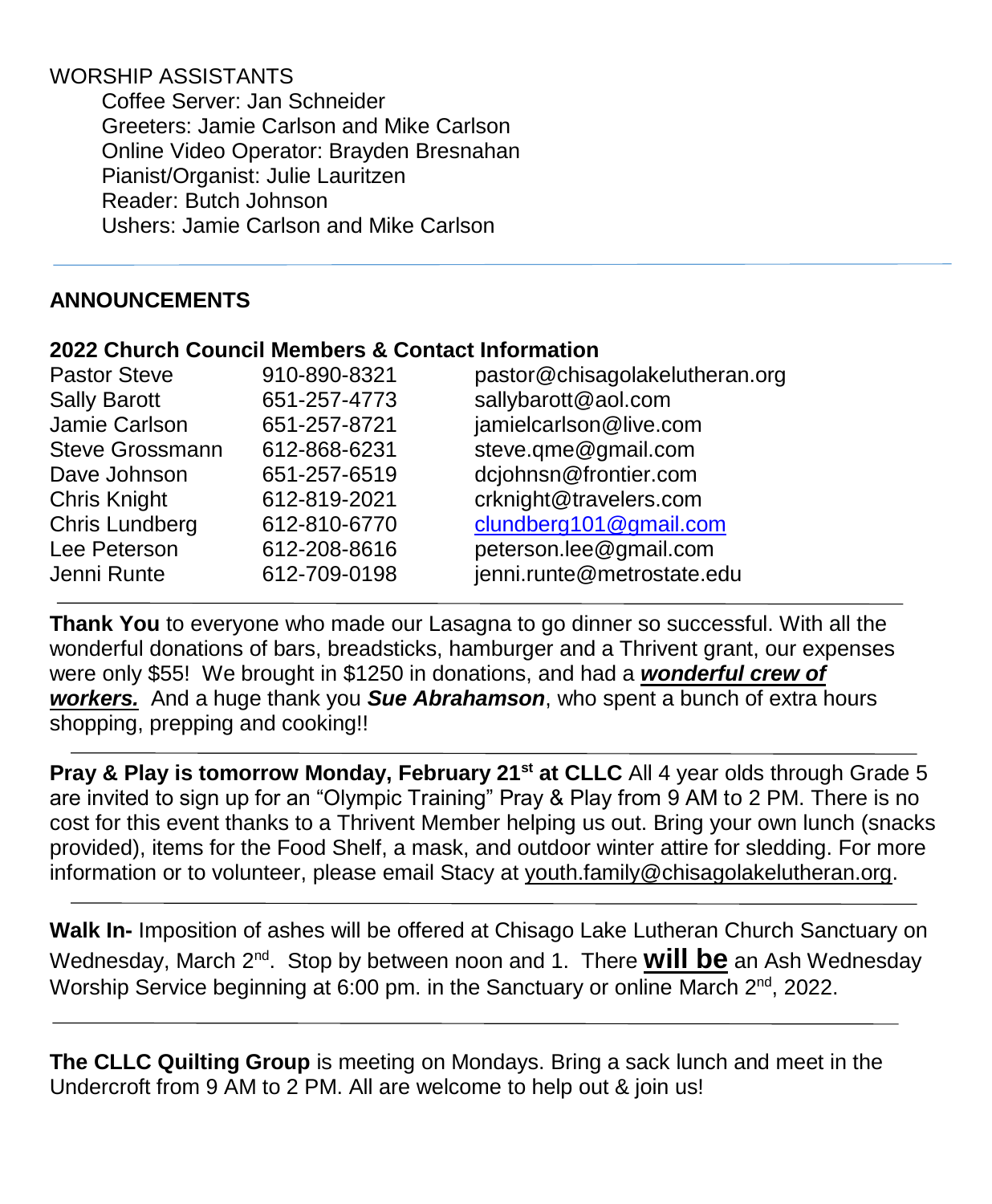WORSHIP ASSISTANTS

Coffee Server: Jan Schneider
Greeters: Jamie Carlson and Mike Carlson
Online Video Operator: Brayden Bresnahan
Pianist/Organist: Julie Lauritzen
Reader: Butch Johnson
Ushers: Jamie Carlson and Mike Carlson

---

## ANNOUNCEMENTS

### 2022 Church Council Members & Contact Information

| | | |
|---|---|---|
| Pastor Steve | 910-890-8321 | pastor@chisagolakelutheran.org |
| Sally Barott | 651-257-4773 | sallybarott@aol.com |
| Jamie Carlson | 651-257-8721 | jamielcarlson@live.com |
| Steve Grossmann | 612-868-6231 | steve.qme@gmail.com |
| Dave Johnson | 651-257-6519 | dcjohnsn@frontier.com |
| Chris Knight | 612-819-2021 | crknight@travelers.com |
| Chris Lundberg | 612-810-6770 | clundberg101@gmail.com |
| Lee Peterson | 612-208-8616 | peterson.lee@gmail.com |
| Jenni Runte | 612-709-0198 | jenni.runte@metrostate.edu |

---

**Thank You** to everyone who made our Lasagna to go dinner so successful. With all the wonderful donations of bars, breadsticks, hamburger and a Thrivent grant, our expenses were only $55! We brought in $1250 in donations, and had a ***wonderful crew of workers.*** And a huge thank you ***Sue Abrahamson***, who spent a bunch of extra hours shopping, prepping and cooking!!

---

**Pray & Play is tomorrow Monday, February 21st at CLLC** All 4 year olds through Grade 5 are invited to sign up for an "Olympic Training" Pray & Play from 9 AM to 2 PM. There is no cost for this event thanks to a Thrivent Member helping us out. Bring your own lunch (snacks provided), items for the Food Shelf, a mask, and outdoor winter attire for sledding. For more information or to volunteer, please email Stacy at youth.family@chisagolakelutheran.org.

---

**Walk In-** Imposition of ashes will be offered at Chisago Lake Lutheran Church Sanctuary on Wednesday, March 2nd. Stop by between noon and 1. There **will be** an Ash Wednesday Worship Service beginning at 6:00 pm. in the Sanctuary or online March 2nd, 2022.

---

**The CLLC Quilting Group** is meeting on Mondays. Bring a sack lunch and meet in the Undercroft from 9 AM to 2 PM. All are welcome to help out & join us!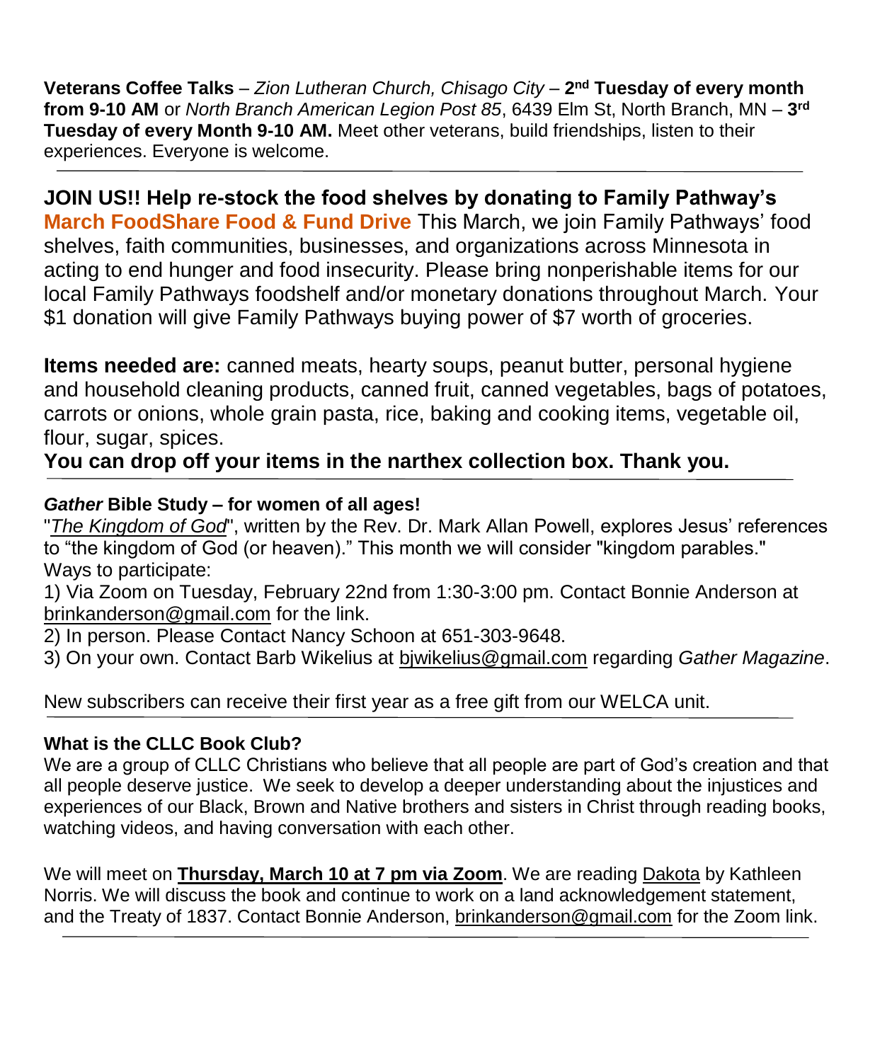**Veterans Coffee Talks** – *Zion Lutheran Church, Chisago City* – **2nd Tuesday of every month from 9-10 AM** or *North Branch American Legion Post 85*, 6439 Elm St, North Branch, MN – **3rd Tuesday of every Month 9-10 AM.** Meet other veterans, build friendships, listen to their experiences. Everyone is welcome.

---

**JOIN US!! Help re-stock the food shelves by donating to Family Pathway's March FoodShare Food & Fund Drive** This March, we join Family Pathways' food shelves, faith communities, businesses, and organizations across Minnesota in acting to end hunger and food insecurity. Please bring nonperishable items for our local Family Pathways foodshelf and/or monetary donations throughout March. Your $1 donation will give Family Pathways buying power of $7 worth of groceries.

**Items needed are:** canned meats, hearty soups, peanut butter, personal hygiene and household cleaning products, canned fruit, canned vegetables, bags of potatoes, carrots or onions, whole grain pasta, rice, baking and cooking items, vegetable oil, flour, sugar, spices.

**You can drop off your items in the narthex collection box. Thank you.**

---

***Gather* Bible Study – for women of all ages!**

"*The Kingdom of God*", written by the Rev. Dr. Mark Allan Powell, explores Jesus' references to "the kingdom of God (or heaven)." This month we will consider "kingdom parables."

Ways to participate:

1) Via Zoom on Tuesday, February 22nd from 1:30-3:00 pm. Contact Bonnie Anderson at brinkanderson@gmail.com for the link.

2) In person. Please Contact Nancy Schoon at 651-303-9648.

3) On your own. Contact Barb Wikelius at bjwikelius@gmail.com regarding *Gather Magazine*.

New subscribers can receive their first year as a free gift from our WELCA unit.

---

**What is the CLLC Book Club?**

We are a group of CLLC Christians who believe that all people are part of God's creation and that all people deserve justice. We seek to develop a deeper understanding about the injustices and experiences of our Black, Brown and Native brothers and sisters in Christ through reading books, watching videos, and having conversation with each other.

We will meet on **Thursday, March 10 at 7 pm via Zoom**. We are reading Dakota by Kathleen Norris. We will discuss the book and continue to work on a land acknowledgement statement, and the Treaty of 1837. Contact Bonnie Anderson, brinkanderson@gmail.com for the Zoom link.

---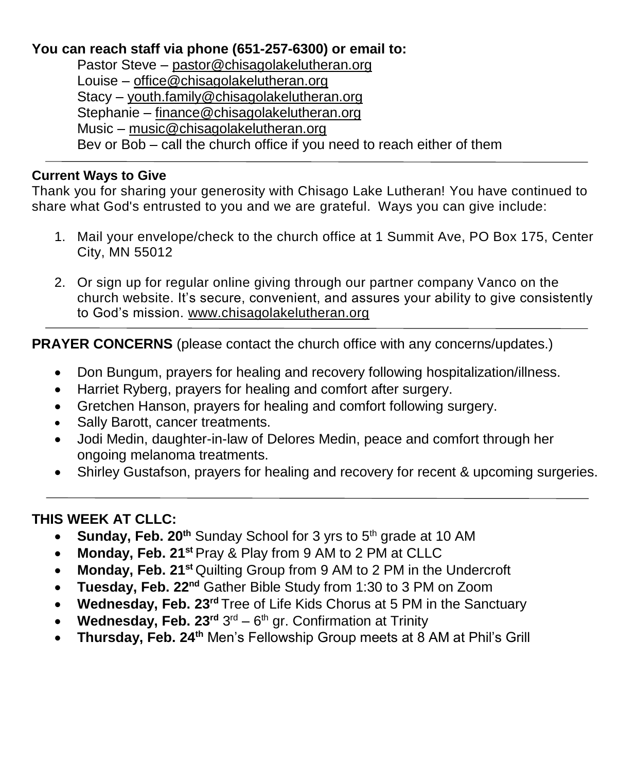**You can reach staff via phone (651-257-6300) or email to:**

Pastor Steve – pastor@chisagolakelutheran.org
Louise – office@chisagolakelutheran.org
Stacy – youth.family@chisagolakelutheran.org
Stephanie – finance@chisagolakelutheran.org
Music – music@chisagolakelutheran.org
Bev or Bob – call the church office if you need to reach either of them

---

**Current Ways to Give**

Thank you for sharing your generosity with Chisago Lake Lutheran! You have continued to share what God's entrusted to you and we are grateful. Ways you can give include:

1. Mail your envelope/check to the church office at 1 Summit Ave, PO Box 175, Center City, MN 55012

2. Or sign up for regular online giving through our partner company Vanco on the church website. It's secure, convenient, and assures your ability to give consistently to God's mission. www.chisagolakelutheran.org

---

**PRAYER CONCERNS** (please contact the church office with any concerns/updates.)

- Don Bungum, prayers for healing and recovery following hospitalization/illness.
- Harriet Ryberg, prayers for healing and comfort after surgery.
- Gretchen Hanson, prayers for healing and comfort following surgery.
- Sally Barott, cancer treatments.
- Jodi Medin, daughter-in-law of Delores Medin, peace and comfort through her ongoing melanoma treatments.
- Shirley Gustafson, prayers for healing and recovery for recent & upcoming surgeries.

---

**THIS WEEK AT CLLC:**

- **Sunday, Feb. 20th** Sunday School for 3 yrs to 5th grade at 10 AM
- **Monday, Feb. 21st** Pray & Play from 9 AM to 2 PM at CLLC
- **Monday, Feb. 21st** Quilting Group from 9 AM to 2 PM in the Undercroft
- **Tuesday, Feb. 22nd** Gather Bible Study from 1:30 to 3 PM on Zoom
- **Wednesday, Feb. 23rd** Tree of Life Kids Chorus at 5 PM in the Sanctuary
- **Wednesday, Feb. 23rd** 3rd – 6th gr. Confirmation at Trinity
- **Thursday, Feb. 24th** Men's Fellowship Group meets at 8 AM at Phil's Grill